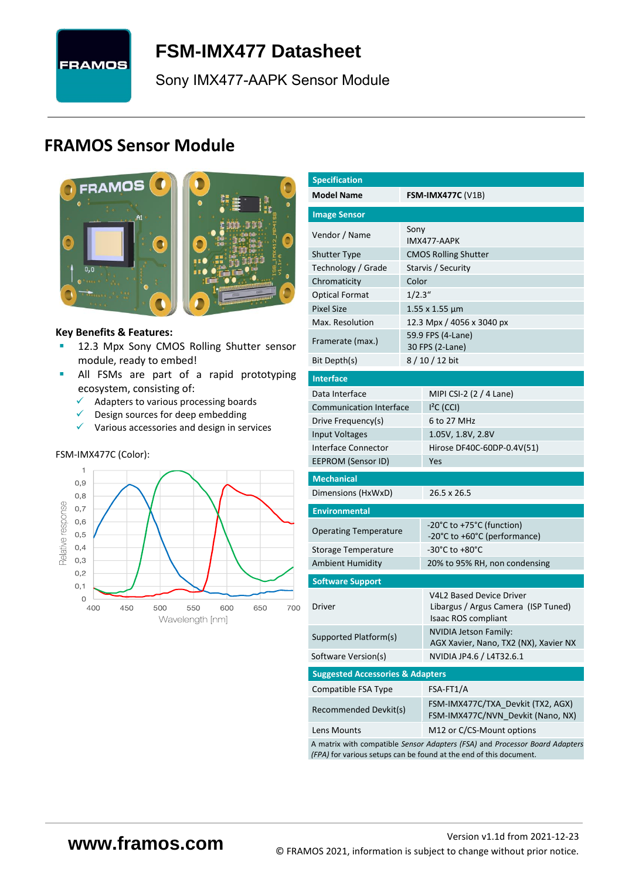# FSM-IMX477 Datasheet

Sony IMX477-AAPK Sensor Module

## FRAMOS Sensor Module

**Key Benefits & Features:**

- 12.3 Mpx Sony CMOS Rolling Shutter sensor module, ready to embed!
- All FSMs are part of a rapid prototyping ecosystem, consisting of:
  - ✓ Adapters to various processing boards
  - ✓ Design sources for deep embedding
  - ✓ Various accessories and design in services

FSM-IMX477C (Color):

| Specification | |
|---|---|
| Model Name | **FSM-IMX477C** (V1B) |
| **Image Sensor** | |
| Vendor / Name | Sony IMX477-AAPK |
| Shutter Type | CMOS Rolling Shutter |
| Technology / Grade | Starvis / Security |
| Chromaticity | Color |
| Optical Format | 1/2.3" |
| Pixel Size | 1.55 x 1.55 µm |
| Max. Resolution | 12.3 Mpx / 4056 x 3040 px |
| Framerate (max.) | 59.9 FPS (4-Lane)<br>30 FPS (2-Lane) |
| Bit Depth(s) | 8 / 10 / 12 bit |
| **Interface** | |
| Data Interface | MIPI CSI-2 (2 / 4 Lane) |
| Communication Interface | I²C (CCI) |
| Drive Frequency(s) | 6 to 27 MHz |
| Input Voltages | 1.05V, 1.8V, 2.8V |
| Interface Connector | Hirose DF40C-60DP-0.4V(51) |
| EEPROM (Sensor ID) | Yes |
| **Mechanical** | |
| Dimensions (HxWxD) | 26.5 x 26.5 |
| **Environmental** | |
| Operating Temperature | -20°C to +75°C (function)<br>-20°C to +60°C (performance) |
| Storage Temperature | -30°C to +80°C |
| Ambient Humidity | 20% to 95% RH, non condensing |
| **Software Support** | |
| Driver | V4L2 Based Device Driver<br>Libargus / Argus Camera (ISP Tuned)<br>Isaac ROS compliant |
| Supported Platform(s) | NVIDIA Jetson Family:<br>AGX Xavier, Nano, TX2 (NX), Xavier NX |
| Software Version(s) | NVIDIA JP4.6 / L4T32.6.1 |
| **Suggested Accessories & Adapters** | |
| Compatible FSA Type | FSA-FT1/A |
| Recommended Devkit(s) | FSM-IMX477C/TXA_Devkit (TX2, AGX)<br>FSM-IMX477C/NVN_Devkit (Nano, NX) |
| Lens Mounts | M12 or C/CS-Mount options |

A matrix with compatible *Sensor Adapters (FSA)* and *Processor Board Adapters (FPA)* for various setups can be found at the end of this document.

www.framos.com

Version v1.1d from 2021-12-23

© FRAMOS 2021, information is subject to change without prior notice.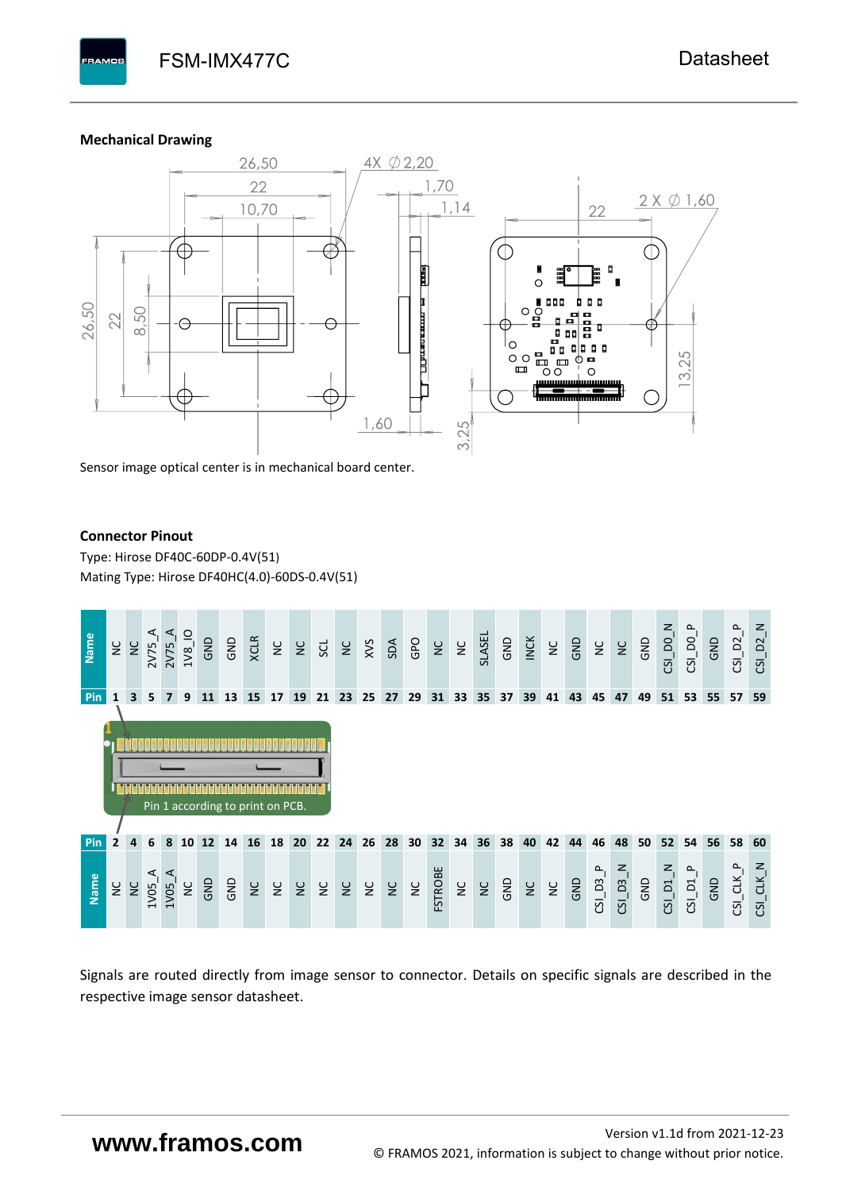### Mechanical Drawing

Sensor image optical center is in mechanical board center.

### Connector Pinout

Type: Hirose DF40C-60DP-0.4V(51)
Mating Type: Hirose DF40HC(4.0)-60DS-0.4V(51)

| Name | NC | NC | 2V75_A | 2V75_A | 1V8_IO | GND | GND | XCLR | NC | NC | SCL | NC | XVS | SDA | GPO | NC | NC | SLASEL | GND | INCK | NC | GND | NC | NC | GND | CSI_D0_N | CSI_D0_P | GND | CSI_D2_P | CSI_D2_N |
|---|---|---|---|---|---|---|---|---|---|---|---|---|---|---|---|---|---|---|---|---|---|---|---|---|---|---|---|---|---|---|
| Pin | 1 | 3 | 5 | 7 | 9 | 11 | 13 | 15 | 17 | 19 | 21 | 23 | 25 | 27 | 29 | 31 | 33 | 35 | 37 | 39 | 41 | 43 | 45 | 47 | 49 | 51 | 53 | 55 | 57 | 59 |

Pin 1 according to print on PCB.

| Pin | 2 | 4 | 6 | 8 | 10 | 12 | 14 | 16 | 18 | 20 | 22 | 24 | 26 | 28 | 30 | 32 | 34 | 36 | 38 | 40 | 42 | 44 | 46 | 48 | 50 | 52 | 54 | 56 | 58 | 60 |
|---|---|---|---|---|---|---|---|---|---|---|---|---|---|---|---|---|---|---|---|---|---|---|---|---|---|---|---|---|---|---|
| Name | NC | NC | 1V05_A | 1V05_A | NC | GND | GND | NC | NC | NC | NC | NC | NC | NC | NC | FSTROBE | NC | NC | GND | NC | NC | GND | CSI_D3_P | CSI_D3_N | GND | CSI_D1_N | CSI_D1_P | GND | CSI_CLK_P | CSI_CLK_N |

Signals are routed directly from image sensor to connector. Details on specific signals are described in the respective image sensor datasheet.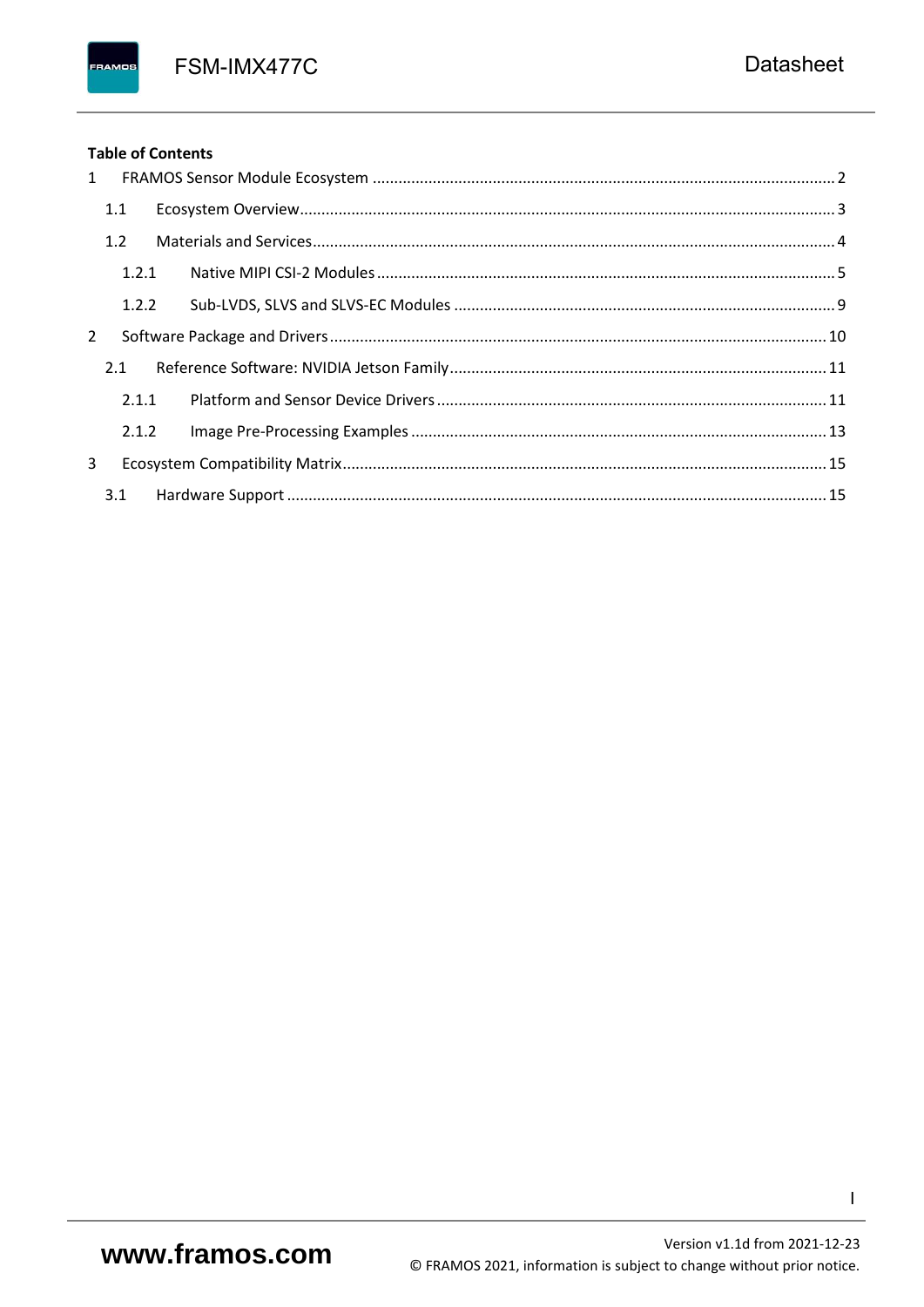**Table of Contents**

1 FRAMOS Sensor Module Ecosystem ........................................................................................................ 2

1.1 Ecosystem Overview......................................................................................................................... 3

1.2 Materials and Services...................................................................................................................... 4

1.2.1 Native MIPI CSI-2 Modules ......................................................................................................... 5

1.2.2 Sub-LVDS, SLVS and SLVS-EC Modules ....................................................................................... 9

2 Software Package and Drivers ................................................................................................................ 10

2.1 Reference Software: NVIDIA Jetson Family...................................................................................... 11

2.1.1 Platform and Sensor Device Drivers ......................................................................................... 11

2.1.2 Image Pre-Processing Examples ............................................................................................... 13

3 Ecosystem Compatibility Matrix.............................................................................................................. 15

3.1 Hardware Support ........................................................................................................................... 15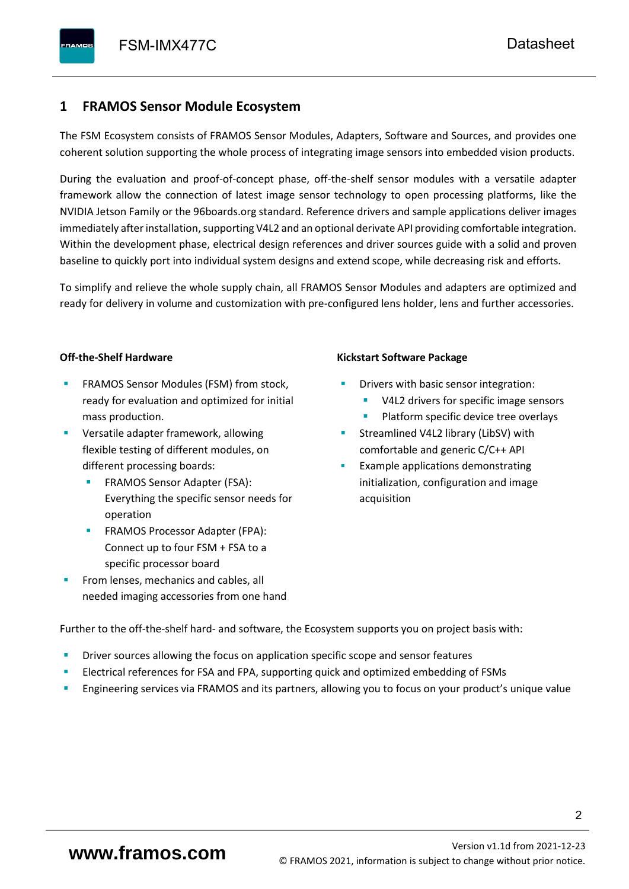# 1 FRAMOS Sensor Module Ecosystem

The FSM Ecosystem consists of FRAMOS Sensor Modules, Adapters, Software and Sources, and provides one coherent solution supporting the whole process of integrating image sensors into embedded vision products.

During the evaluation and proof-of-concept phase, off-the-shelf sensor modules with a versatile adapter framework allow the connection of latest image sensor technology to open processing platforms, like the NVIDIA Jetson Family or the 96boards.org standard. Reference drivers and sample applications deliver images immediately after installation, supporting V4L2 and an optional derivate API providing comfortable integration. Within the development phase, electrical design references and driver sources guide with a solid and proven baseline to quickly port into individual system designs and extend scope, while decreasing risk and efforts.

To simplify and relieve the whole supply chain, all FRAMOS Sensor Modules and adapters are optimized and ready for delivery in volume and customization with pre-configured lens holder, lens and further accessories.

**Off-the-Shelf Hardware**

- FRAMOS Sensor Modules (FSM) from stock, ready for evaluation and optimized for initial mass production.
- Versatile adapter framework, allowing flexible testing of different modules, on different processing boards:
  - FRAMOS Sensor Adapter (FSA): Everything the specific sensor needs for operation
  - FRAMOS Processor Adapter (FPA): Connect up to four FSM + FSA to a specific processor board
- From lenses, mechanics and cables, all needed imaging accessories from one hand

**Kickstart Software Package**

- Drivers with basic sensor integration:
  - V4L2 drivers for specific image sensors
  - Platform specific device tree overlays
- Streamlined V4L2 library (LibSV) with comfortable and generic C/C++ API
- Example applications demonstrating initialization, configuration and image acquisition

Further to the off-the-shelf hard- and software, the Ecosystem supports you on project basis with:

- Driver sources allowing the focus on application specific scope and sensor features
- Electrical references for FSA and FPA, supporting quick and optimized embedding of FSMs
- Engineering services via FRAMOS and its partners, allowing you to focus on your product's unique value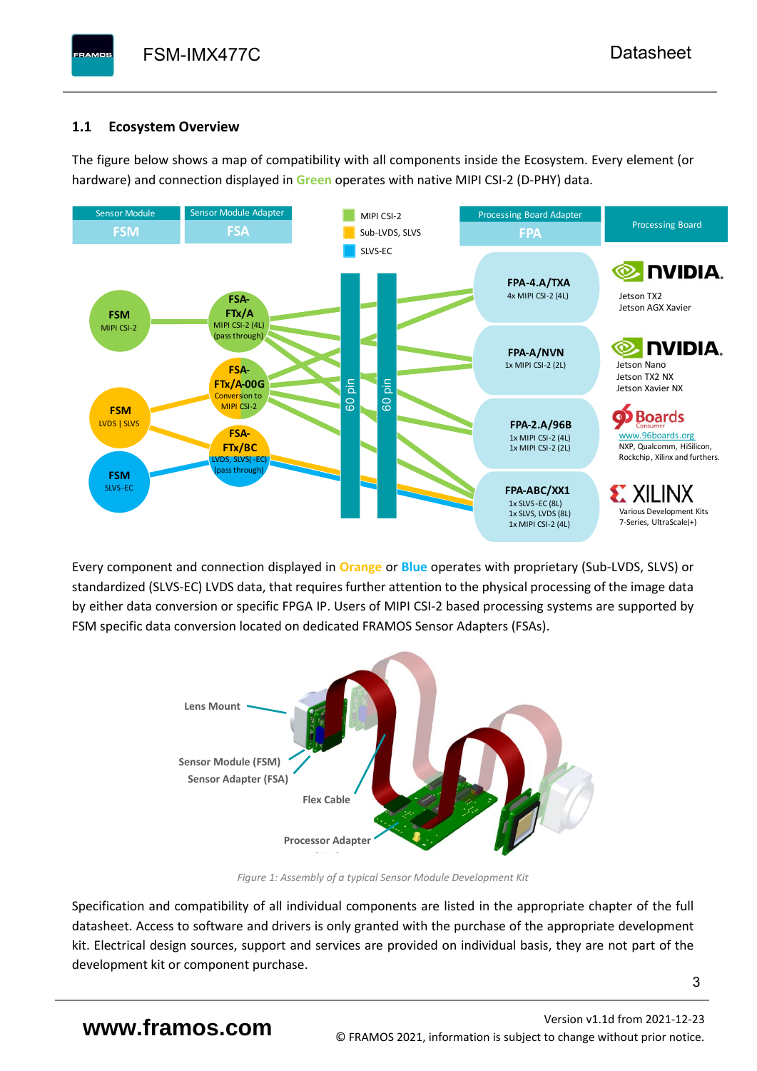## 1.1 Ecosystem Overview

The figure below shows a map of compatibility with all components inside the Ecosystem. Every element (or hardware) and connection displayed in **Green** operates with native MIPI CSI-2 (D-PHY) data.

Every component and connection displayed in **Orange** or **Blue** operates with proprietary (Sub-LVDS, SLVS) or standardized (SLVS-EC) LVDS data, that requires further attention to the physical processing of the image data by either data conversion or specific FPGA IP. Users of MIPI CSI-2 based processing systems are supported by FSM specific data conversion located on dedicated FRAMOS Sensor Adapters (FSAs).

*Figure 1: Assembly of a typical Sensor Module Development Kit*

Specification and compatibility of all individual components are listed in the appropriate chapter of the full datasheet. Access to software and drivers is only granted with the purchase of the appropriate development kit. Electrical design sources, support and services are provided on individual basis, they are not part of the development kit or component purchase.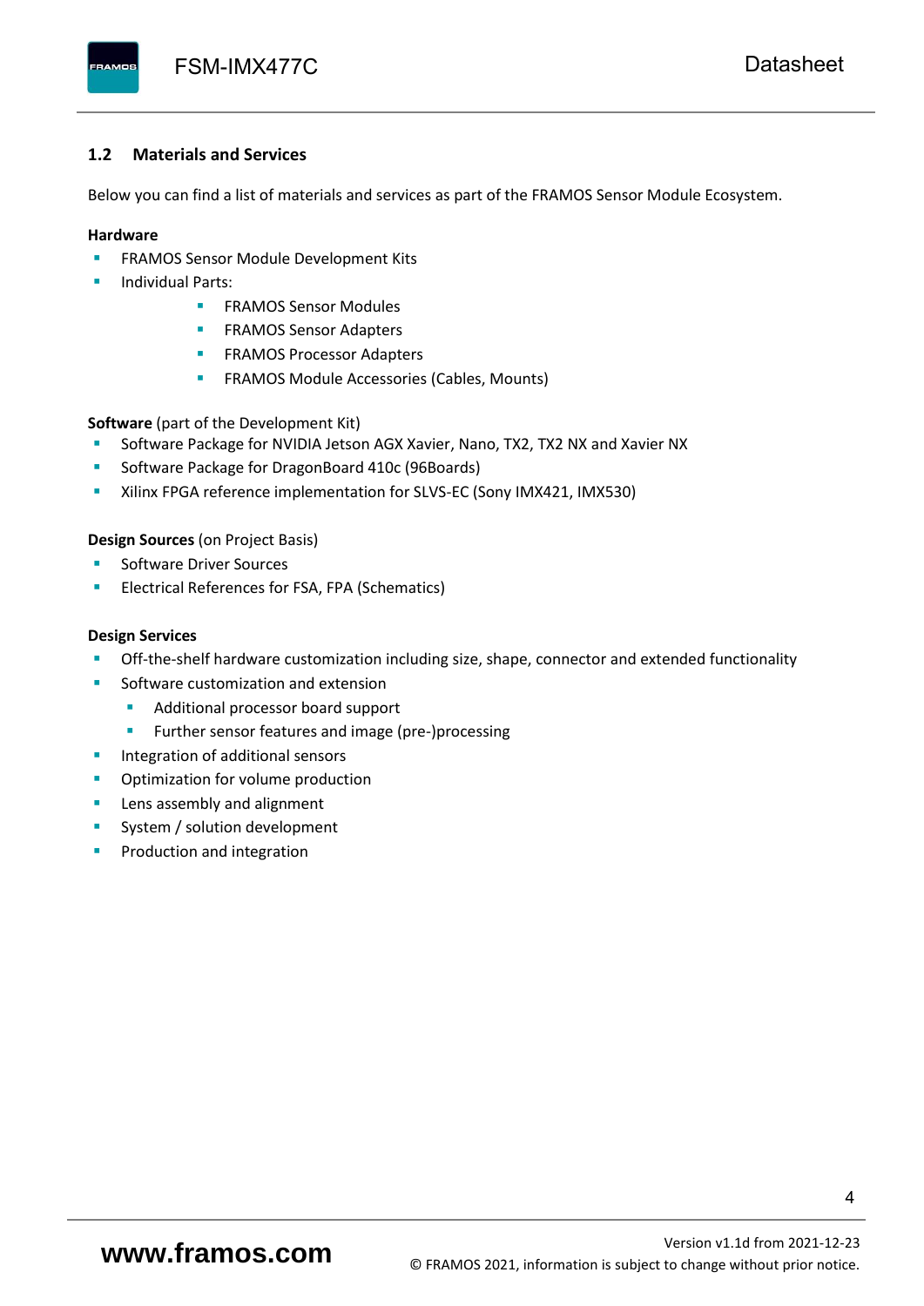## 1.2 Materials and Services

Below you can find a list of materials and services as part of the FRAMOS Sensor Module Ecosystem.

**Hardware**

- FRAMOS Sensor Module Development Kits
- Individual Parts:
  - FRAMOS Sensor Modules
  - FRAMOS Sensor Adapters
  - FRAMOS Processor Adapters
  - FRAMOS Module Accessories (Cables, Mounts)

**Software** (part of the Development Kit)

- Software Package for NVIDIA Jetson AGX Xavier, Nano, TX2, TX2 NX and Xavier NX
- Software Package for DragonBoard 410c (96Boards)
- Xilinx FPGA reference implementation for SLVS-EC (Sony IMX421, IMX530)

**Design Sources** (on Project Basis)

- Software Driver Sources
- Electrical References for FSA, FPA (Schematics)

**Design Services**

- Off-the-shelf hardware customization including size, shape, connector and extended functionality
- Software customization and extension
  - Additional processor board support
  - Further sensor features and image (pre-)processing
- Integration of additional sensors
- Optimization for volume production
- Lens assembly and alignment
- System / solution development
- Production and integration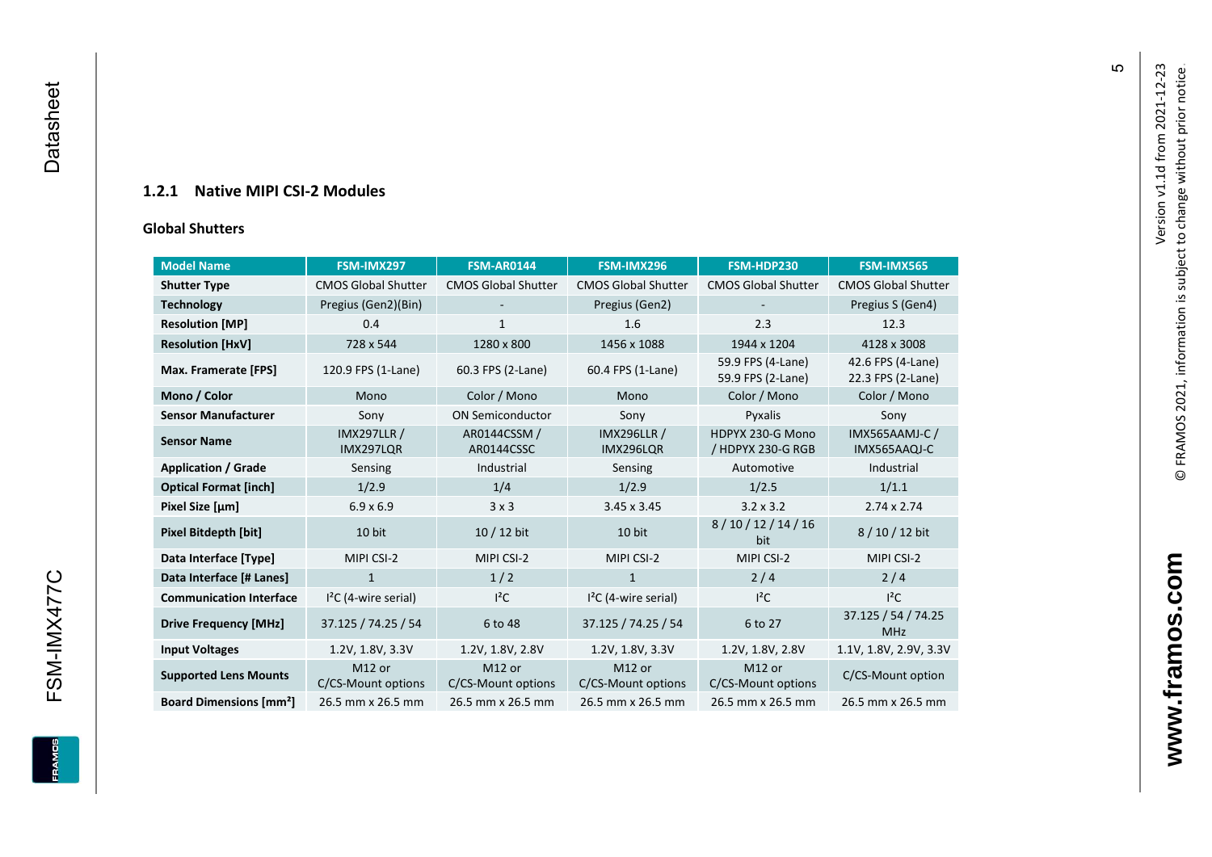### 1.2.1 Native MIPI CSI-2 Modules

**Global Shutters**

| Model Name | FSM-IMX297 | FSM-AR0144 | FSM-IMX296 | FSM-HDP230 | FSM-IMX565 |
|---|---|---|---|---|---|
| **Shutter Type** | CMOS Global Shutter | CMOS Global Shutter | CMOS Global Shutter | CMOS Global Shutter | CMOS Global Shutter |
| **Technology** | Pregius (Gen2)(Bin) | - | Pregius (Gen2) | - | Pregius S (Gen4) |
| **Resolution [MP]** | 0.4 | 1 | 1.6 | 2.3 | 12.3 |
| **Resolution [HxV]** | 728 x 544 | 1280 x 800 | 1456 x 1088 | 1944 x 1204 | 4128 x 3008 |
| **Max. Framerate [FPS]** | 120.9 FPS (1-Lane) | 60.3 FPS (2-Lane) | 60.4 FPS (1-Lane) | 59.9 FPS (4-Lane) 59.9 FPS (2-Lane) | 42.6 FPS (4-Lane) 22.3 FPS (2-Lane) |
| **Mono / Color** | Mono | Color / Mono | Mono | Color / Mono | Color / Mono |
| **Sensor Manufacturer** | Sony | ON Semiconductor | Sony | Pyxalis | Sony |
| **Sensor Name** | IMX297LLR / IMX297LQR | AR0144CSSM / AR0144CSSC | IMX296LLR / IMX296LQR | HDPYX 230-G Mono / HDPYX 230-G RGB | IMX565AAMJ-C / IMX565AAQJ-C |
| **Application / Grade** | Sensing | Industrial | Sensing | Automotive | Industrial |
| **Optical Format [inch]** | 1/2.9 | 1/4 | 1/2.9 | 1/2.5 | 1/1.1 |
| **Pixel Size [µm]** | 6.9 x 6.9 | 3 x 3 | 3.45 x 3.45 | 3.2 x 3.2 | 2.74 x 2.74 |
| **Pixel Bitdepth [bit]** | 10 bit | 10 / 12 bit | 10 bit | 8 / 10 / 12 / 14 / 16 bit | 8 / 10 / 12 bit |
| **Data Interface [Type]** | MIPI CSI-2 | MIPI CSI-2 | MIPI CSI-2 | MIPI CSI-2 | MIPI CSI-2 |
| **Data Interface [# Lanes]** | 1 | 1 / 2 | 1 | 2 / 4 | 2 / 4 |
| **Communication Interface** | I²C (4-wire serial) | I²C | I²C (4-wire serial) | I²C | I²C |
| **Drive Frequency [MHz]** | 37.125 / 74.25 / 54 | 6 to 48 | 37.125 / 74.25 / 54 | 6 to 27 | 37.125 / 54 / 74.25 MHz |
| **Input Voltages** | 1.2V, 1.8V, 3.3V | 1.2V, 1.8V, 2.8V | 1.2V, 1.8V, 3.3V | 1.2V, 1.8V, 2.8V | 1.1V, 1.8V, 2.9V, 3.3V |
| **Supported Lens Mounts** | M12 or C/CS-Mount options | M12 or C/CS-Mount options | M12 or C/CS-Mount options | M12 or C/CS-Mount options | C/CS-Mount option |
| **Board Dimensions [mm²]** | 26.5 mm x 26.5 mm | 26.5 mm x 26.5 mm | 26.5 mm x 26.5 mm | 26.5 mm x 26.5 mm | 26.5 mm x 26.5 mm |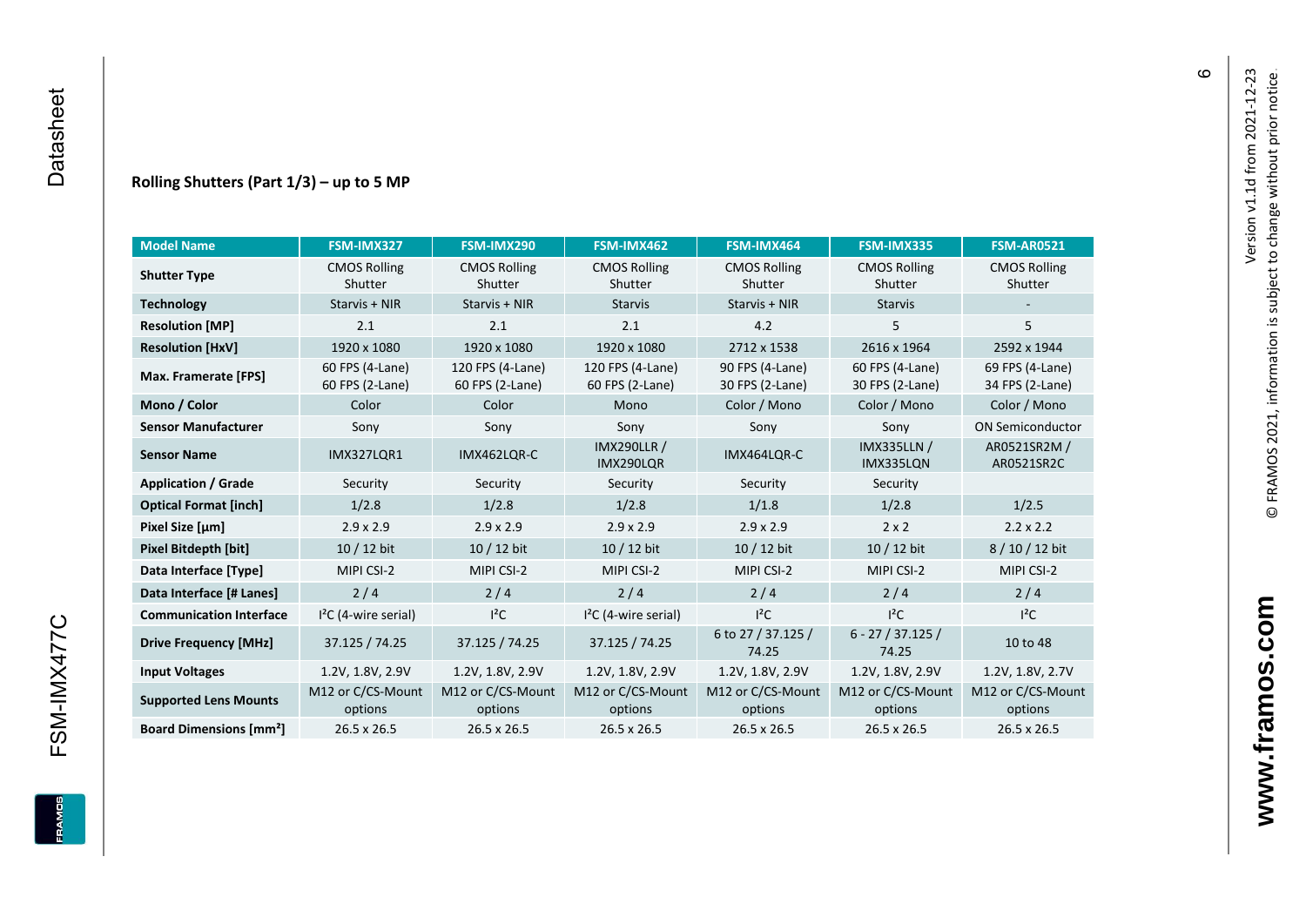### Rolling Shutters (Part 1/3) – up to 5 MP

| Model Name | FSM-IMX327 | FSM-IMX290 | FSM-IMX462 | FSM-IMX464 | FSM-IMX335 | FSM-AR0521 |
|---|---|---|---|---|---|---|
| **Shutter Type** | CMOS Rolling Shutter | CMOS Rolling Shutter | CMOS Rolling Shutter | CMOS Rolling Shutter | CMOS Rolling Shutter | CMOS Rolling Shutter |
| **Technology** | Starvis + NIR | Starvis + NIR | Starvis | Starvis + NIR | Starvis | - |
| **Resolution [MP]** | 2.1 | 2.1 | 2.1 | 4.2 | 5 | 5 |
| **Resolution [HxV]** | 1920 x 1080 | 1920 x 1080 | 1920 x 1080 | 2712 x 1538 | 2616 x 1964 | 2592 x 1944 |
| **Max. Framerate [FPS]** | 60 FPS (4-Lane) 60 FPS (2-Lane) | 120 FPS (4-Lane) 60 FPS (2-Lane) | 120 FPS (4-Lane) 60 FPS (2-Lane) | 90 FPS (4-Lane) 30 FPS (2-Lane) | 60 FPS (4-Lane) 30 FPS (2-Lane) | 69 FPS (4-Lane) 34 FPS (2-Lane) |
| **Mono / Color** | Color | Color | Mono | Color / Mono | Color / Mono | Color / Mono |
| **Sensor Manufacturer** | Sony | Sony | Sony | Sony | Sony | ON Semiconductor |
| **Sensor Name** | IMX327LQR1 | IMX462LQR-C | IMX290LLR / IMX290LQR | IMX464LQR-C | IMX335LLN / IMX335LQN | AR0521SR2M / AR0521SR2C |
| **Application / Grade** | Security | Security | Security | Security | Security | |
| **Optical Format [inch]** | 1/2.8 | 1/2.8 | 1/2.8 | 1/1.8 | 1/2.8 | 1/2.5 |
| **Pixel Size [µm]** | 2.9 x 2.9 | 2.9 x 2.9 | 2.9 x 2.9 | 2.9 x 2.9 | 2 x 2 | 2.2 x 2.2 |
| **Pixel Bitdepth [bit]** | 10 / 12 bit | 10 / 12 bit | 10 / 12 bit | 10 / 12 bit | 10 / 12 bit | 8 / 10 / 12 bit |
| **Data Interface [Type]** | MIPI CSI-2 | MIPI CSI-2 | MIPI CSI-2 | MIPI CSI-2 | MIPI CSI-2 | MIPI CSI-2 |
| **Data Interface [# Lanes]** | 2 / 4 | 2 / 4 | 2 / 4 | 2 / 4 | 2 / 4 | 2 / 4 |
| **Communication Interface** | I²C (4-wire serial) | I²C | I²C (4-wire serial) | I²C | I²C | I²C |
| **Drive Frequency [MHz]** | 37.125 / 74.25 | 37.125 / 74.25 | 37.125 / 74.25 | 6 to 27 / 37.125 / 74.25 | 6 - 27 / 37.125 / 74.25 | 10 to 48 |
| **Input Voltages** | 1.2V, 1.8V, 2.9V | 1.2V, 1.8V, 2.9V | 1.2V, 1.8V, 2.9V | 1.2V, 1.8V, 2.9V | 1.2V, 1.8V, 2.9V | 1.2V, 1.8V, 2.7V |
| **Supported Lens Mounts** | M12 or C/CS-Mount options | M12 or C/CS-Mount options | M12 or C/CS-Mount options | M12 or C/CS-Mount options | M12 or C/CS-Mount options | M12 or C/CS-Mount options |
| **Board Dimensions [mm²]** | 26.5 x 26.5 | 26.5 x 26.5 | 26.5 x 26.5 | 26.5 x 26.5 | 26.5 x 26.5 | 26.5 x 26.5 |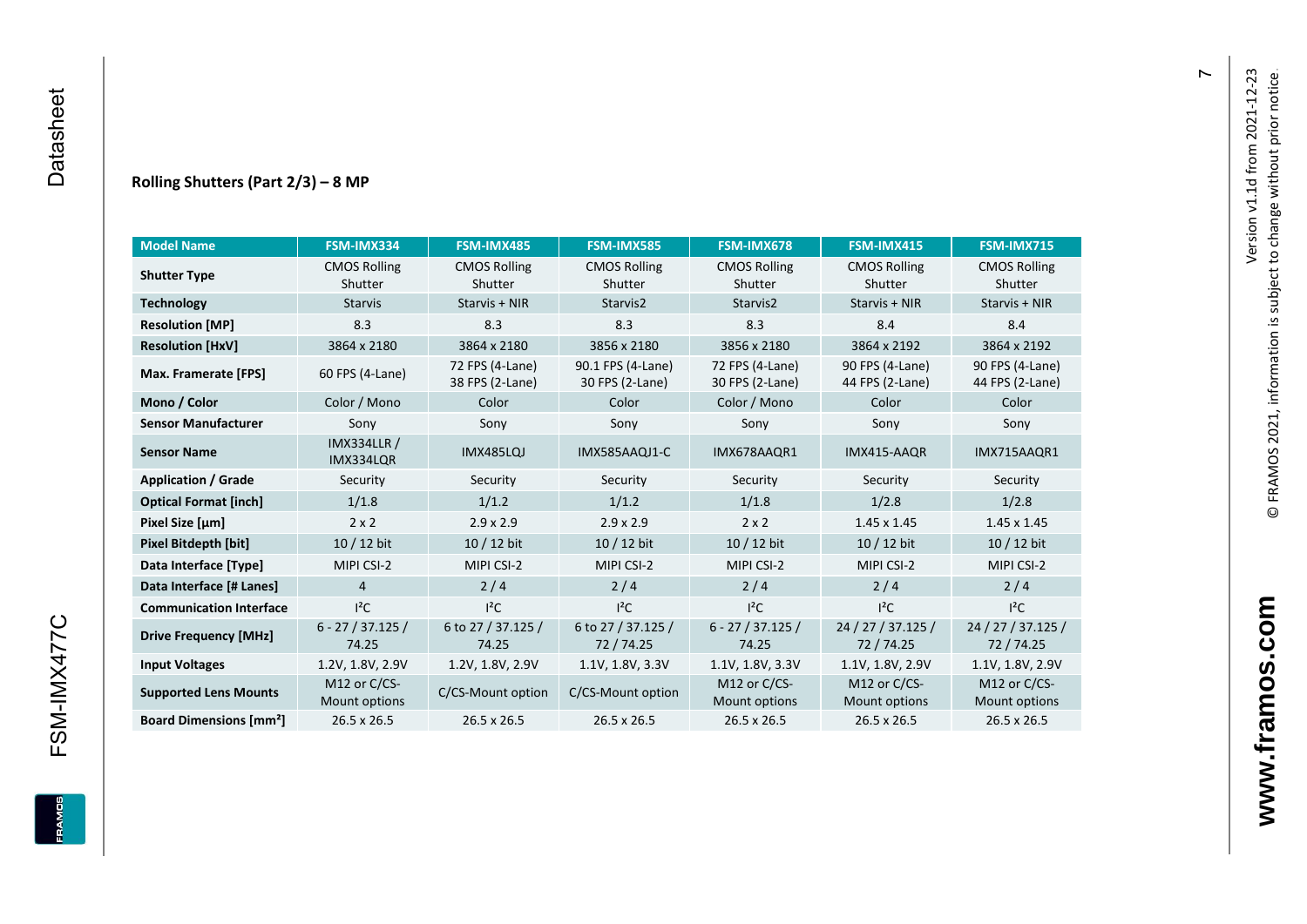## Rolling Shutters (Part 2/3) – 8 MP

| Model Name | FSM-IMX334 | FSM-IMX485 | FSM-IMX585 | FSM-IMX678 | FSM-IMX415 | FSM-IMX715 |
|---|---|---|---|---|---|---|
| **Shutter Type** | CMOS Rolling Shutter | CMOS Rolling Shutter | CMOS Rolling Shutter | CMOS Rolling Shutter | CMOS Rolling Shutter | CMOS Rolling Shutter |
| **Technology** | Starvis | Starvis + NIR | Starvis2 | Starvis2 | Starvis + NIR | Starvis + NIR |
| **Resolution [MP]** | 8.3 | 8.3 | 8.3 | 8.3 | 8.4 | 8.4 |
| **Resolution [HxV]** | 3864 x 2180 | 3864 x 2180 | 3856 x 2180 | 3856 x 2180 | 3864 x 2192 | 3864 x 2192 |
| **Max. Framerate [FPS]** | 60 FPS (4-Lane) | 72 FPS (4-Lane) 38 FPS (2-Lane) | 90.1 FPS (4-Lane) 30 FPS (2-Lane) | 72 FPS (4-Lane) 30 FPS (2-Lane) | 90 FPS (4-Lane) 44 FPS (2-Lane) | 90 FPS (4-Lane) 44 FPS (2-Lane) |
| **Mono / Color** | Color / Mono | Color | Color | Color / Mono | Color | Color |
| **Sensor Manufacturer** | Sony | Sony | Sony | Sony | Sony | Sony |
| **Sensor Name** | IMX334LLR / IMX334LQR | IMX485LQJ | IMX585AAQJ1-C | IMX678AAQR1 | IMX415-AAQR | IMX715AAQR1 |
| **Application / Grade** | Security | Security | Security | Security | Security | Security |
| **Optical Format [inch]** | 1/1.8 | 1/1.2 | 1/1.2 | 1/1.8 | 1/2.8 | 1/2.8 |
| **Pixel Size [µm]** | 2 x 2 | 2.9 x 2.9 | 2.9 x 2.9 | 2 x 2 | 1.45 x 1.45 | 1.45 x 1.45 |
| **Pixel Bitdepth [bit]** | 10 / 12 bit | 10 / 12 bit | 10 / 12 bit | 10 / 12 bit | 10 / 12 bit | 10 / 12 bit |
| **Data Interface [Type]** | MIPI CSI-2 | MIPI CSI-2 | MIPI CSI-2 | MIPI CSI-2 | MIPI CSI-2 | MIPI CSI-2 |
| **Data Interface [# Lanes]** | 4 | 2 / 4 | 2 / 4 | 2 / 4 | 2 / 4 | 2 / 4 |
| **Communication Interface** | I²C | I²C | I²C | I²C | I²C | I²C |
| **Drive Frequency [MHz]** | 6 - 27 / 37.125 / 74.25 | 6 to 27 / 37.125 / 74.25 | 6 to 27 / 37.125 / 72 / 74.25 | 6 - 27 / 37.125 / 74.25 | 24 / 27 / 37.125 / 72 / 74.25 | 24 / 27 / 37.125 / 72 / 74.25 |
| **Input Voltages** | 1.2V, 1.8V, 2.9V | 1.2V, 1.8V, 2.9V | 1.1V, 1.8V, 3.3V | 1.1V, 1.8V, 3.3V | 1.1V, 1.8V, 2.9V | 1.1V, 1.8V, 2.9V |
| **Supported Lens Mounts** | M12 or C/CS-Mount options | C/CS-Mount option | C/CS-Mount option | M12 or C/CS-Mount options | M12 or C/CS-Mount options | M12 or C/CS-Mount options |
| **Board Dimensions [mm²]** | 26.5 x 26.5 | 26.5 x 26.5 | 26.5 x 26.5 | 26.5 x 26.5 | 26.5 x 26.5 | 26.5 x 26.5 |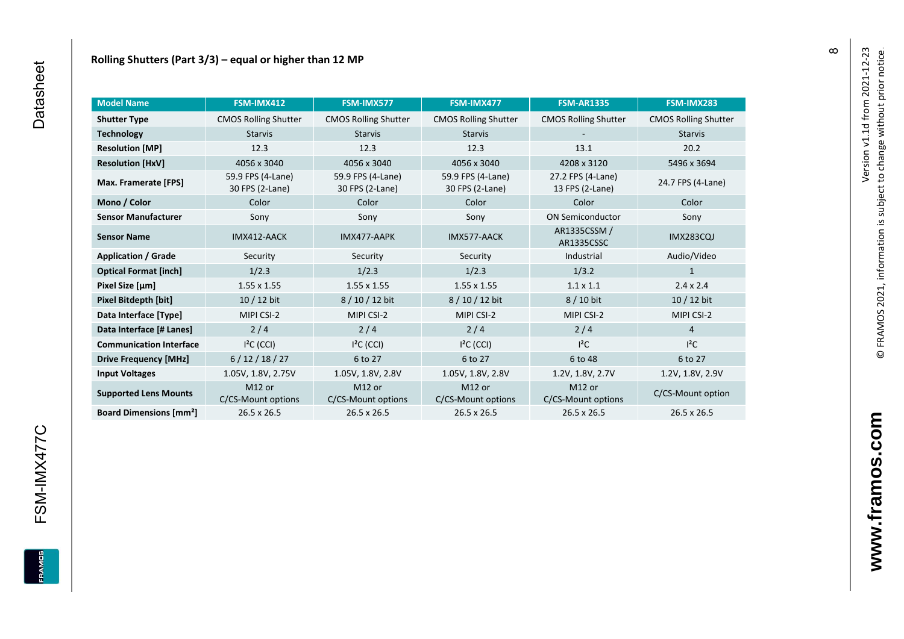## Rolling Shutters (Part 3/3) – equal or higher than 12 MP

| Model Name | FSM-IMX412 | FSM-IMX577 | FSM-IMX477 | FSM-AR1335 | FSM-IMX283 |
|---|---|---|---|---|---|
| **Shutter Type** | CMOS Rolling Shutter | CMOS Rolling Shutter | CMOS Rolling Shutter | CMOS Rolling Shutter | CMOS Rolling Shutter |
| **Technology** | Starvis | Starvis | Starvis | - | Starvis |
| **Resolution [MP]** | 12.3 | 12.3 | 12.3 | 13.1 | 20.2 |
| **Resolution [HxV]** | 4056 x 3040 | 4056 x 3040 | 4056 x 3040 | 4208 x 3120 | 5496 x 3694 |
| **Max. Framerate [FPS]** | 59.9 FPS (4-Lane) 30 FPS (2-Lane) | 59.9 FPS (4-Lane) 30 FPS (2-Lane) | 59.9 FPS (4-Lane) 30 FPS (2-Lane) | 27.2 FPS (4-Lane) 13 FPS (2-Lane) | 24.7 FPS (4-Lane) |
| **Mono / Color** | Color | Color | Color | Color | Color |
| **Sensor Manufacturer** | Sony | Sony | Sony | ON Semiconductor | Sony |
| **Sensor Name** | IMX412-AACK | IMX477-AAPK | IMX577-AACK | AR1335CSSM / AR1335CSSC | IMX283CQJ |
| **Application / Grade** | Security | Security | Security | Industrial | Audio/Video |
| **Optical Format [inch]** | 1/2.3 | 1/2.3 | 1/2.3 | 1/3.2 | 1 |
| **Pixel Size [µm]** | 1.55 x 1.55 | 1.55 x 1.55 | 1.55 x 1.55 | 1.1 x 1.1 | 2.4 x 2.4 |
| **Pixel Bitdepth [bit]** | 10 / 12 bit | 8 / 10 / 12 bit | 8 / 10 / 12 bit | 8 / 10 bit | 10 / 12 bit |
| **Data Interface [Type]** | MIPI CSI-2 | MIPI CSI-2 | MIPI CSI-2 | MIPI CSI-2 | MIPI CSI-2 |
| **Data Interface [# Lanes]** | 2 / 4 | 2 / 4 | 2 / 4 | 2 / 4 | 4 |
| **Communication Interface** | I²C (CCI) | I²C (CCI) | I²C (CCI) | I²C | I²C |
| **Drive Frequency [MHz]** | 6 / 12 / 18 / 27 | 6 to 27 | 6 to 27 | 6 to 48 | 6 to 27 |
| **Input Voltages** | 1.05V, 1.8V, 2.75V | 1.05V, 1.8V, 2.8V | 1.05V, 1.8V, 2.8V | 1.2V, 1.8V, 2.7V | 1.2V, 1.8V, 2.9V |
| **Supported Lens Mounts** | M12 or C/CS-Mount options | M12 or C/CS-Mount options | M12 or C/CS-Mount options | M12 or C/CS-Mount options | C/CS-Mount option |
| **Board Dimensions [mm²]** | 26.5 x 26.5 | 26.5 x 26.5 | 26.5 x 26.5 | 26.5 x 26.5 | 26.5 x 26.5 |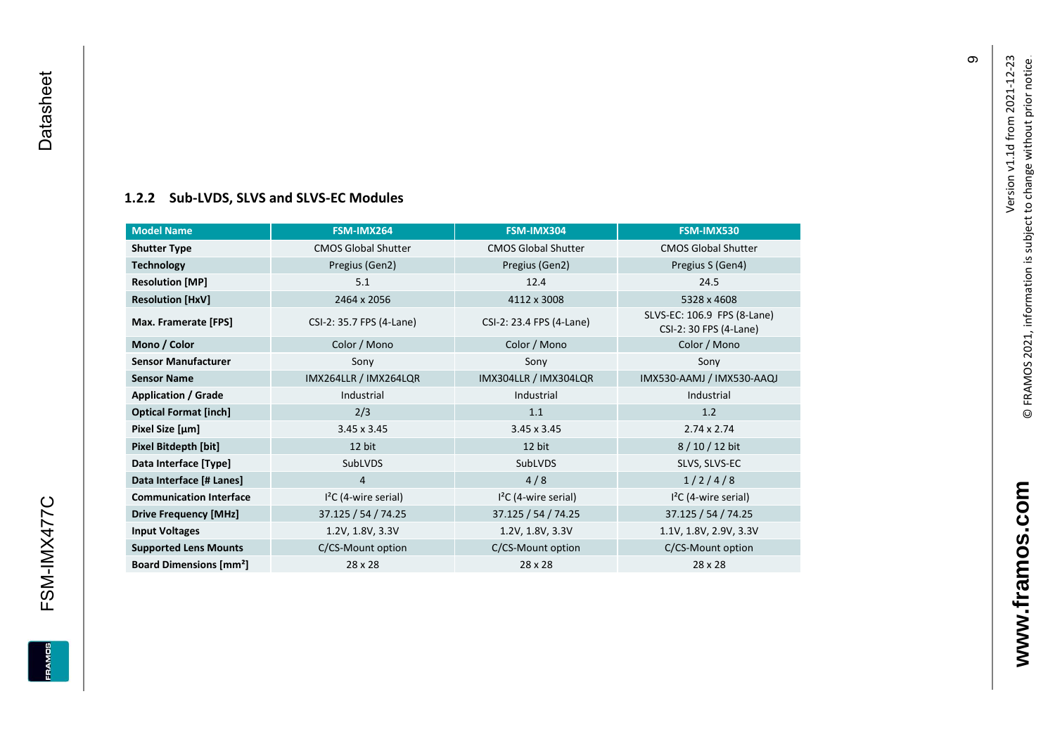### 1.2.2 Sub-LVDS, SLVS and SLVS-EC Modules

| Model Name | FSM-IMX264 | FSM-IMX304 | FSM-IMX530 |
|---|---|---|---|
| **Shutter Type** | CMOS Global Shutter | CMOS Global Shutter | CMOS Global Shutter |
| **Technology** | Pregius (Gen2) | Pregius (Gen2) | Pregius S (Gen4) |
| **Resolution [MP]** | 5.1 | 12.4 | 24.5 |
| **Resolution [HxV]** | 2464 x 2056 | 4112 x 3008 | 5328 x 4608 |
| **Max. Framerate [FPS]** | CSI-2: 35.7 FPS (4-Lane) | CSI-2: 23.4 FPS (4-Lane) | SLVS-EC: 106.9 FPS (8-Lane) CSI-2: 30 FPS (4-Lane) |
| **Mono / Color** | Color / Mono | Color / Mono | Color / Mono |
| **Sensor Manufacturer** | Sony | Sony | Sony |
| **Sensor Name** | IMX264LLR / IMX264LQR | IMX304LLR / IMX304LQR | IMX530-AAMJ / IMX530-AAQJ |
| **Application / Grade** | Industrial | Industrial | Industrial |
| **Optical Format [inch]** | 2/3 | 1.1 | 1.2 |
| **Pixel Size [µm]** | 3.45 x 3.45 | 3.45 x 3.45 | 2.74 x 2.74 |
| **Pixel Bitdepth [bit]** | 12 bit | 12 bit | 8 / 10 / 12 bit |
| **Data Interface [Type]** | SubLVDS | SubLVDS | SLVS, SLVS-EC |
| **Data Interface [# Lanes]** | 4 | 4 / 8 | 1 / 2 / 4 / 8 |
| **Communication Interface** | I²C (4-wire serial) | I²C (4-wire serial) | I²C (4-wire serial) |
| **Drive Frequency [MHz]** | 37.125 / 54 / 74.25 | 37.125 / 54 / 74.25 | 37.125 / 54 / 74.25 |
| **Input Voltages** | 1.2V, 1.8V, 3.3V | 1.2V, 1.8V, 3.3V | 1.1V, 1.8V, 2.9V, 3.3V |
| **Supported Lens Mounts** | C/CS-Mount option | C/CS-Mount option | C/CS-Mount option |
| **Board Dimensions [mm²]** | 28 x 28 | 28 x 28 | 28 x 28 |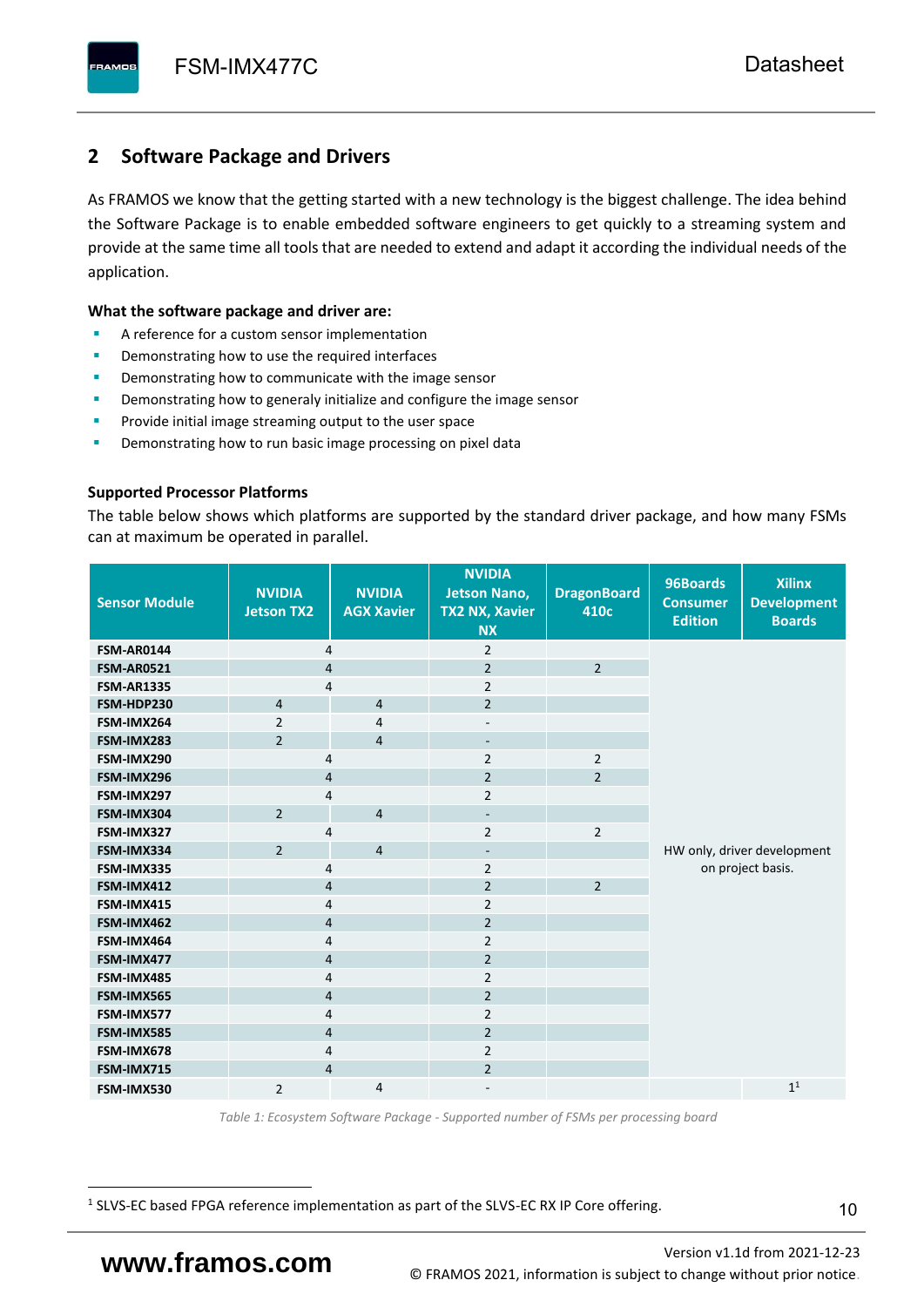## 2 Software Package and Drivers

As FRAMOS we know that the getting started with a new technology is the biggest challenge. The idea behind the Software Package is to enable embedded software engineers to get quickly to a streaming system and provide at the same time all tools that are needed to extend and adapt it according the individual needs of the application.

**What the software package and driver are:**

- A reference for a custom sensor implementation
- Demonstrating how to use the required interfaces
- Demonstrating how to communicate with the image sensor
- Demonstrating how to generaly initialize and configure the image sensor
- Provide initial image streaming output to the user space
- Demonstrating how to run basic image processing on pixel data

**Supported Processor Platforms**

The table below shows which platforms are supported by the standard driver package, and how many FSMs can at maximum be operated in parallel.

| Sensor Module | NVIDIA Jetson TX2 | NVIDIA AGX Xavier | NVIDIA Jetson Nano, TX2 NX, Xavier NX | DragonBoard 410c | 96Boards Consumer Edition | Xilinx Development Boards |
|---|---|---|---|---|---|---|
| FSM-AR0144 | 4 | | 2 | | HW only, driver development on project basis. | |
| FSM-AR0521 | 4 | | 2 | 2 | | |
| FSM-AR1335 | 4 | | 2 | | | |
| FSM-HDP230 | 4 | 4 | 2 | | | |
| FSM-IMX264 | 2 | 4 | - | | | |
| FSM-IMX283 | 2 | 4 | - | | | |
| FSM-IMX290 | 4 | | 2 | 2 | | |
| FSM-IMX296 | 4 | | 2 | 2 | | |
| FSM-IMX297 | 4 | | 2 | | | |
| FSM-IMX304 | 2 | 4 | - | | | |
| FSM-IMX327 | 4 | | 2 | 2 | | |
| FSM-IMX334 | 2 | 4 | - | | | |
| FSM-IMX335 | 4 | | 2 | | | |
| FSM-IMX412 | 4 | | 2 | 2 | | |
| FSM-IMX415 | 4 | | 2 | | | |
| FSM-IMX462 | 4 | | 2 | | | |
| FSM-IMX464 | 4 | | 2 | | | |
| FSM-IMX477 | 4 | | 2 | | | |
| FSM-IMX485 | 4 | | 2 | | | |
| FSM-IMX565 | 4 | | 2 | | | |
| FSM-IMX577 | 4 | | 2 | | | |
| FSM-IMX585 | 4 | | 2 | | | |
| FSM-IMX678 | 4 | | 2 | | | |
| FSM-IMX715 | 4 | | 2 | | | |
| FSM-IMX530 | 2 | 4 | - | | | 1[1] |

*Table 1: Ecosystem Software Package - Supported number of FSMs per processing board*

[1] SLVS-EC based FPGA reference implementation as part of the SLVS-EC RX IP Core offering.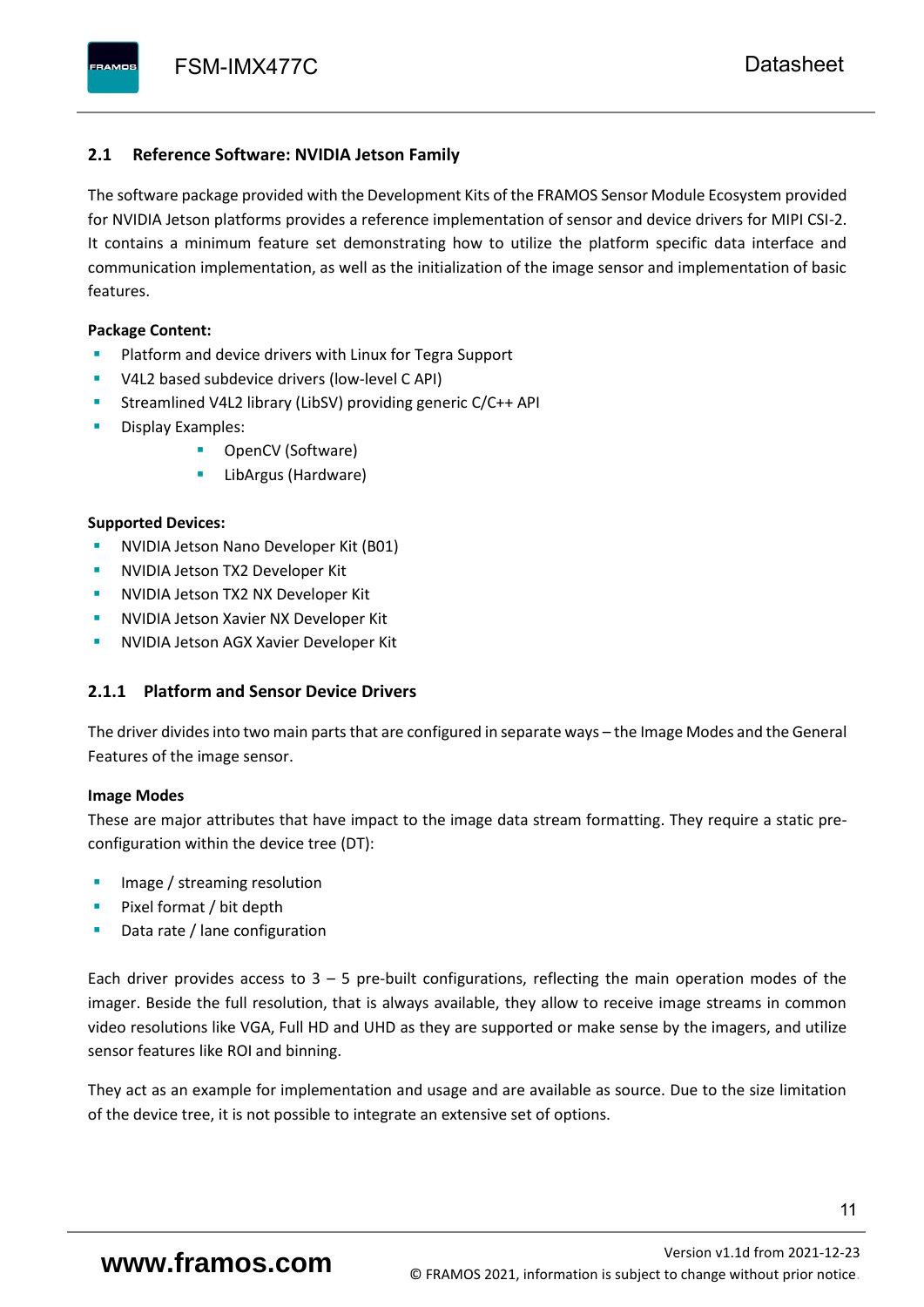## 2.1 Reference Software: NVIDIA Jetson Family

The software package provided with the Development Kits of the FRAMOS Sensor Module Ecosystem provided for NVIDIA Jetson platforms provides a reference implementation of sensor and device drivers for MIPI CSI-2. It contains a minimum feature set demonstrating how to utilize the platform specific data interface and communication implementation, as well as the initialization of the image sensor and implementation of basic features.

**Package Content:**

- Platform and device drivers with Linux for Tegra Support
- V4L2 based subdevice drivers (low-level C API)
- Streamlined V4L2 library (LibSV) providing generic C/C++ API
- Display Examples:
    - OpenCV (Software)
    - LibArgus (Hardware)

**Supported Devices:**

- NVIDIA Jetson Nano Developer Kit (B01)
- NVIDIA Jetson TX2 Developer Kit
- NVIDIA Jetson TX2 NX Developer Kit
- NVIDIA Jetson Xavier NX Developer Kit
- NVIDIA Jetson AGX Xavier Developer Kit

### 2.1.1 Platform and Sensor Device Drivers

The driver divides into two main parts that are configured in separate ways – the Image Modes and the General Features of the image sensor.

**Image Modes**

These are major attributes that have impact to the image data stream formatting. They require a static pre-configuration within the device tree (DT):

- Image / streaming resolution
- Pixel format / bit depth
- Data rate / lane configuration

Each driver provides access to 3 – 5 pre-built configurations, reflecting the main operation modes of the imager. Beside the full resolution, that is always available, they allow to receive image streams in common video resolutions like VGA, Full HD and UHD as they are supported or make sense by the imagers, and utilize sensor features like ROI and binning.

They act as an example for implementation and usage and are available as source. Due to the size limitation of the device tree, it is not possible to integrate an extensive set of options.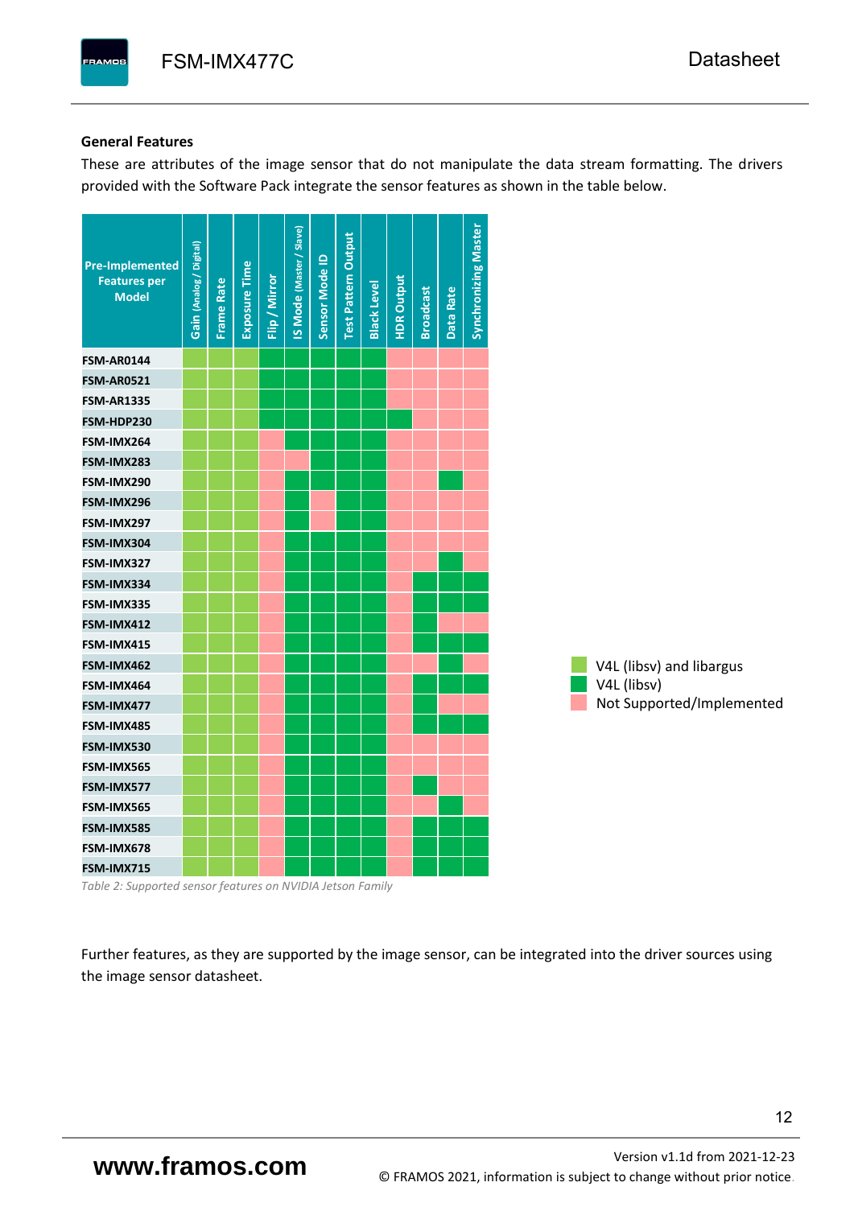### General Features

These are attributes of the image sensor that do not manipulate the data stream formatting. The drivers provided with the Software Pack integrate the sensor features as shown in the table below.

| Pre-Implemented Features per Model | Gain (Analog / Digital) | Frame Rate | Exposure Time | Flip / Mirror | IS Mode (Master / Slave) | Sensor Mode ID | Test Pattern Output | Black Level | HDR Output | Broadcast | Data Rate | Synchronizing Master |
|---|---|---|---|---|---|---|---|---|---|---|---|---|
| FSM-AR0144 | V4L (libsv) and libargus | V4L (libsv) and libargus | V4L (libsv) and libargus | V4L (libsv) | V4L (libsv) | V4L (libsv) | V4L (libsv) | V4L (libsv) | Not Supported/Implemented | Not Supported/Implemented | Not Supported/Implemented | Not Supported/Implemented |
| FSM-AR0521 | V4L (libsv) and libargus | V4L (libsv) and libargus | V4L (libsv) and libargus | V4L (libsv) | V4L (libsv) | V4L (libsv) | V4L (libsv) | V4L (libsv) | Not Supported/Implemented | Not Supported/Implemented | Not Supported/Implemented | Not Supported/Implemented |
| FSM-AR1335 | V4L (libsv) and libargus | V4L (libsv) and libargus | V4L (libsv) and libargus | V4L (libsv) | V4L (libsv) | V4L (libsv) | V4L (libsv) | V4L (libsv) | Not Supported/Implemented | Not Supported/Implemented | Not Supported/Implemented | Not Supported/Implemented |
| FSM-HDP230 | V4L (libsv) and libargus | V4L (libsv) and libargus | V4L (libsv) and libargus | V4L (libsv) | V4L (libsv) | V4L (libsv) | V4L (libsv) | V4L (libsv) | V4L (libsv) | Not Supported/Implemented | Not Supported/Implemented | Not Supported/Implemented |
| FSM-IMX264 | V4L (libsv) and libargus | V4L (libsv) and libargus | V4L (libsv) and libargus | Not Supported/Implemented | V4L (libsv) | V4L (libsv) | V4L (libsv) | V4L (libsv) | Not Supported/Implemented | Not Supported/Implemented | Not Supported/Implemented | Not Supported/Implemented |
| FSM-IMX283 | V4L (libsv) and libargus | V4L (libsv) and libargus | V4L (libsv) and libargus | Not Supported/Implemented | Not Supported/Implemented | V4L (libsv) | V4L (libsv) | V4L (libsv) | Not Supported/Implemented | Not Supported/Implemented | Not Supported/Implemented | Not Supported/Implemented |
| FSM-IMX290 | V4L (libsv) and libargus | V4L (libsv) and libargus | V4L (libsv) and libargus | Not Supported/Implemented | V4L (libsv) | V4L (libsv) | V4L (libsv) | V4L (libsv) | Not Supported/Implemented | Not Supported/Implemented | V4L (libsv) | Not Supported/Implemented |
| FSM-IMX296 | V4L (libsv) and libargus | V4L (libsv) and libargus | V4L (libsv) and libargus | Not Supported/Implemented | V4L (libsv) | Not Supported/Implemented | V4L (libsv) | V4L (libsv) | Not Supported/Implemented | Not Supported/Implemented | Not Supported/Implemented | Not Supported/Implemented |
| FSM-IMX297 | V4L (libsv) and libargus | V4L (libsv) and libargus | V4L (libsv) and libargus | Not Supported/Implemented | V4L (libsv) | Not Supported/Implemented | V4L (libsv) | V4L (libsv) | Not Supported/Implemented | Not Supported/Implemented | Not Supported/Implemented | Not Supported/Implemented |
| FSM-IMX304 | V4L (libsv) and libargus | V4L (libsv) and libargus | V4L (libsv) and libargus | Not Supported/Implemented | V4L (libsv) | V4L (libsv) | V4L (libsv) | V4L (libsv) | Not Supported/Implemented | Not Supported/Implemented | Not Supported/Implemented | Not Supported/Implemented |
| FSM-IMX327 | V4L (libsv) and libargus | V4L (libsv) and libargus | V4L (libsv) and libargus | Not Supported/Implemented | V4L (libsv) | V4L (libsv) | V4L (libsv) | V4L (libsv) | Not Supported/Implemented | Not Supported/Implemented | V4L (libsv) | Not Supported/Implemented |
| FSM-IMX334 | V4L (libsv) and libargus | V4L (libsv) and libargus | V4L (libsv) and libargus | Not Supported/Implemented | V4L (libsv) | V4L (libsv) | V4L (libsv) | V4L (libsv) | Not Supported/Implemented | V4L (libsv) | V4L (libsv) | V4L (libsv) |
| FSM-IMX335 | V4L (libsv) and libargus | V4L (libsv) and libargus | V4L (libsv) and libargus | Not Supported/Implemented | V4L (libsv) | V4L (libsv) | V4L (libsv) | V4L (libsv) | Not Supported/Implemented | V4L (libsv) | V4L (libsv) | V4L (libsv) |
| FSM-IMX412 | V4L (libsv) and libargus | V4L (libsv) and libargus | V4L (libsv) and libargus | Not Supported/Implemented | V4L (libsv) | V4L (libsv) | V4L (libsv) | V4L (libsv) | Not Supported/Implemented | V4L (libsv) | Not Supported/Implemented | Not Supported/Implemented |
| FSM-IMX415 | V4L (libsv) and libargus | V4L (libsv) and libargus | V4L (libsv) and libargus | Not Supported/Implemented | V4L (libsv) | V4L (libsv) | V4L (libsv) | V4L (libsv) | Not Supported/Implemented | V4L (libsv) | V4L (libsv) | V4L (libsv) |
| FSM-IMX462 | V4L (libsv) and libargus | V4L (libsv) and libargus | V4L (libsv) and libargus | Not Supported/Implemented | V4L (libsv) | V4L (libsv) | V4L (libsv) | V4L (libsv) | Not Supported/Implemented | Not Supported/Implemented | V4L (libsv) | Not Supported/Implemented |
| FSM-IMX464 | V4L (libsv) and libargus | V4L (libsv) and libargus | V4L (libsv) and libargus | Not Supported/Implemented | V4L (libsv) | V4L (libsv) | V4L (libsv) | V4L (libsv) | Not Supported/Implemented | V4L (libsv) | V4L (libsv) | V4L (libsv) |
| FSM-IMX477 | V4L (libsv) and libargus | V4L (libsv) and libargus | V4L (libsv) and libargus | Not Supported/Implemented | V4L (libsv) | V4L (libsv) | V4L (libsv) | V4L (libsv) | Not Supported/Implemented | V4L (libsv) | Not Supported/Implemented | Not Supported/Implemented |
| FSM-IMX485 | V4L (libsv) and libargus | V4L (libsv) and libargus | V4L (libsv) and libargus | Not Supported/Implemented | V4L (libsv) | V4L (libsv) | V4L (libsv) | V4L (libsv) | Not Supported/Implemented | V4L (libsv) | V4L (libsv) | V4L (libsv) |
| FSM-IMX530 | V4L (libsv) and libargus | V4L (libsv) and libargus | V4L (libsv) and libargus | Not Supported/Implemented | V4L (libsv) | V4L (libsv) | V4L (libsv) | V4L (libsv) | Not Supported/Implemented | Not Supported/Implemented | Not Supported/Implemented | Not Supported/Implemented |
| FSM-IMX565 | V4L (libsv) and libargus | V4L (libsv) and libargus | V4L (libsv) and libargus | Not Supported/Implemented | V4L (libsv) | V4L (libsv) | V4L (libsv) | V4L (libsv) | Not Supported/Implemented | Not Supported/Implemented | Not Supported/Implemented | Not Supported/Implemented |
| FSM-IMX577 | V4L (libsv) and libargus | V4L (libsv) and libargus | V4L (libsv) and libargus | Not Supported/Implemented | V4L (libsv) | V4L (libsv) | V4L (libsv) | V4L (libsv) | Not Supported/Implemented | V4L (libsv) | Not Supported/Implemented | Not Supported/Implemented |
| FSM-IMX565 | V4L (libsv) and libargus | V4L (libsv) and libargus | V4L (libsv) and libargus | Not Supported/Implemented | V4L (libsv) | V4L (libsv) | V4L (libsv) | V4L (libsv) | Not Supported/Implemented | Not Supported/Implemented | V4L (libsv) | Not Supported/Implemented |
| FSM-IMX585 | V4L (libsv) and libargus | V4L (libsv) and libargus | V4L (libsv) and libargus | Not Supported/Implemented | V4L (libsv) | V4L (libsv) | V4L (libsv) | V4L (libsv) | Not Supported/Implemented | V4L (libsv) | V4L (libsv) | V4L (libsv) |
| FSM-IMX678 | V4L (libsv) and libargus | V4L (libsv) and libargus | V4L (libsv) and libargus | Not Supported/Implemented | V4L (libsv) | V4L (libsv) | V4L (libsv) | V4L (libsv) | Not Supported/Implemented | V4L (libsv) | V4L (libsv) | V4L (libsv) |
| FSM-IMX715 | V4L (libsv) and libargus | V4L (libsv) and libargus | V4L (libsv) and libargus | Not Supported/Implemented | V4L (libsv) | V4L (libsv) | V4L (libsv) | V4L (libsv) | Not Supported/Implemented | V4L (libsv) | V4L (libsv) | V4L (libsv) |

Legend:
- V4L (libsv) and libargus
- V4L (libsv)
- Not Supported/Implemented

*Table 2: Supported sensor features on NVIDIA Jetson Family*

Further features, as they are supported by the image sensor, can be integrated into the driver sources using the image sensor datasheet.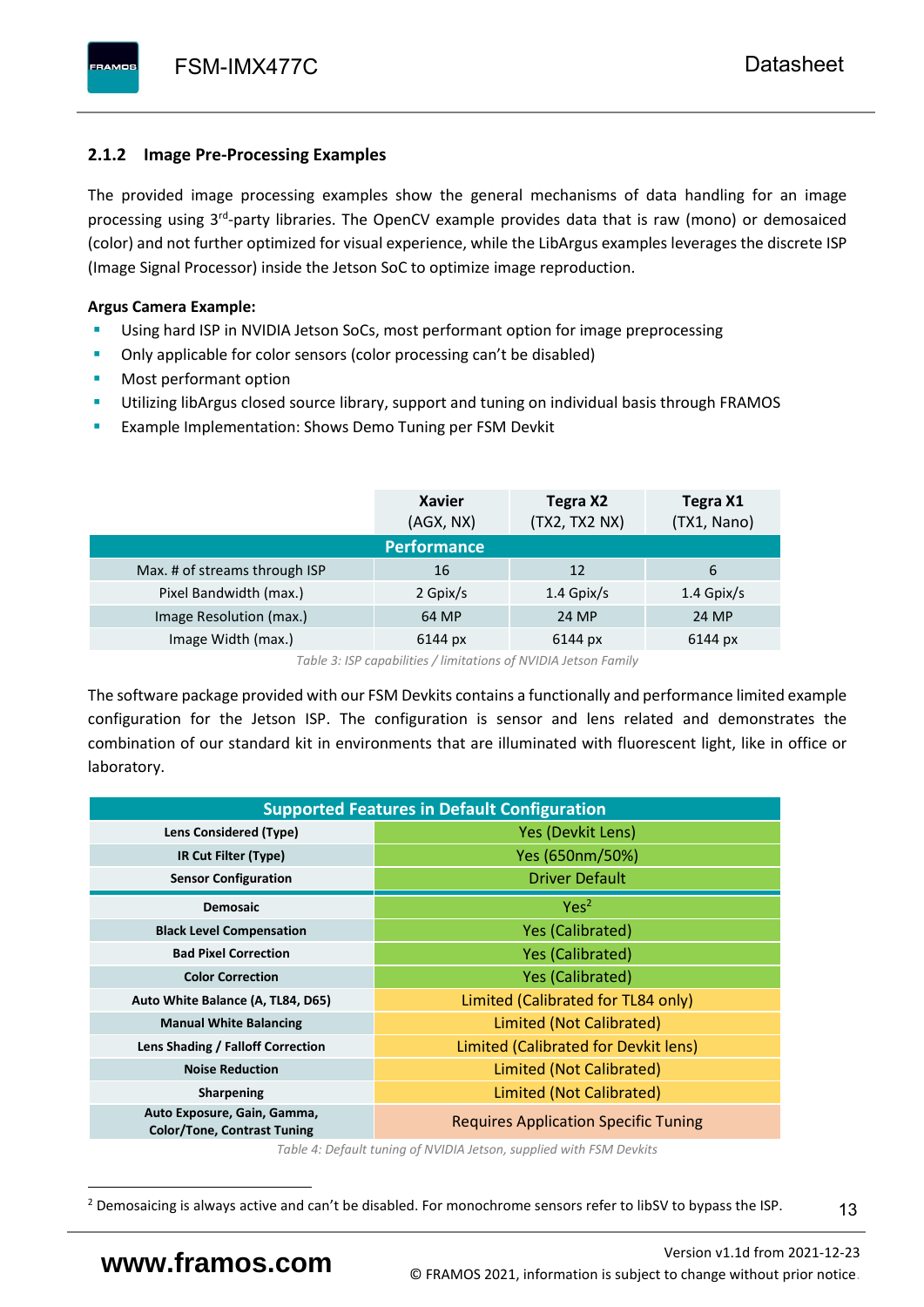### 2.1.2 Image Pre-Processing Examples

The provided image processing examples show the general mechanisms of data handling for an image processing using 3rd-party libraries. The OpenCV example provides data that is raw (mono) or demosaiced (color) and not further optimized for visual experience, while the LibArgus examples leverages the discrete ISP (Image Signal Processor) inside the Jetson SoC to optimize image reproduction.

**Argus Camera Example:**

- Using hard ISP in NVIDIA Jetson SoCs, most performant option for image preprocessing
- Only applicable for color sensors (color processing can't be disabled)
- Most performant option
- Utilizing libArgus closed source library, support and tuning on individual basis through FRAMOS
- Example Implementation: Shows Demo Tuning per FSM Devkit

| | Xavier (AGX, NX) | Tegra X2 (TX2, TX2 NX) | Tegra X1 (TX1, Nano) |
|---|---|---|---|
| **Performance** | | | |
| Max. # of streams through ISP | 16 | 12 | 6 |
| Pixel Bandwidth (max.) | 2 Gpix/s | 1.4 Gpix/s | 1.4 Gpix/s |
| Image Resolution (max.) | 64 MP | 24 MP | 24 MP |
| Image Width (max.) | 6144 px | 6144 px | 6144 px |

*Table 3: ISP capabilities / limitations of NVIDIA Jetson Family*

The software package provided with our FSM Devkits contains a functionally and performance limited example configuration for the Jetson ISP. The configuration is sensor and lens related and demonstrates the combination of our standard kit in environments that are illuminated with fluorescent light, like in office or laboratory.

| Supported Features in Default Configuration | |
|---|---|
| **Lens Considered (Type)** | Yes (Devkit Lens) |
| **IR Cut Filter (Type)** | Yes (650nm/50%) |
| **Sensor Configuration** | Driver Default |
| **Demosaic** | Yes[2] |
| **Black Level Compensation** | Yes (Calibrated) |
| **Bad Pixel Correction** | Yes (Calibrated) |
| **Color Correction** | Yes (Calibrated) |
| **Auto White Balance (A, TL84, D65)** | Limited (Calibrated for TL84 only) |
| **Manual White Balancing** | Limited (Not Calibrated) |
| **Lens Shading / Falloff Correction** | Limited (Calibrated for Devkit lens) |
| **Noise Reduction** | Limited (Not Calibrated) |
| **Sharpening** | Limited (Not Calibrated) |
| **Auto Exposure, Gain, Gamma, Color/Tone, Contrast Tuning** | Requires Application Specific Tuning |

*Table 4: Default tuning of NVIDIA Jetson, supplied with FSM Devkits*

[2] Demosaicing is always active and can't be disabled. For monochrome sensors refer to libSV to bypass the ISP.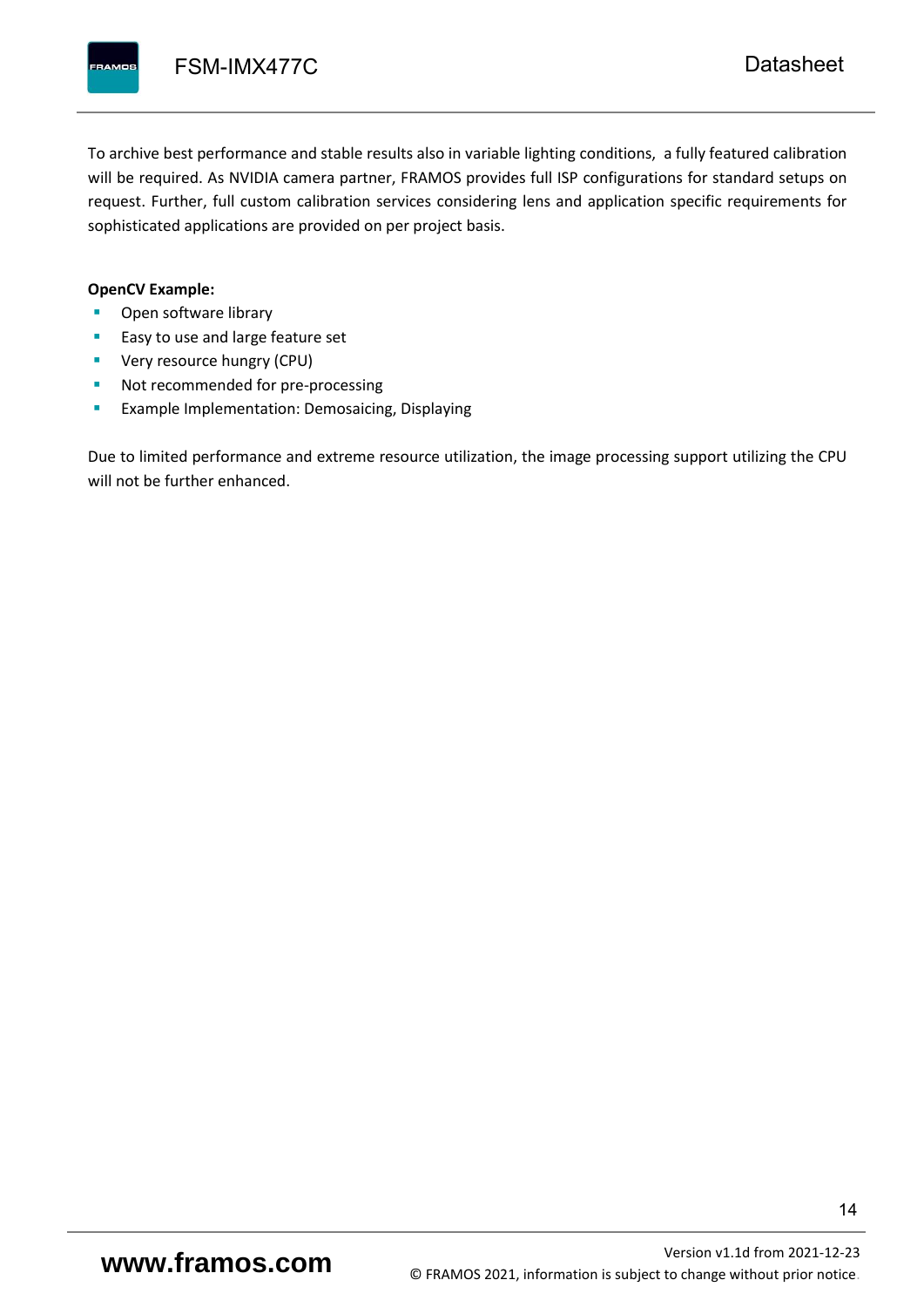To archive best performance and stable results also in variable lighting conditions,  a fully featured calibration will be required. As NVIDIA camera partner, FRAMOS provides full ISP configurations for standard setups on request. Further, full custom calibration services considering lens and application specific requirements for sophisticated applications are provided on per project basis.

**OpenCV Example:**

- Open software library
- Easy to use and large feature set
- Very resource hungry (CPU)
- Not recommended for pre-processing
- Example Implementation: Demosaicing, Displaying

Due to limited performance and extreme resource utilization, the image processing support utilizing the CPU will not be further enhanced.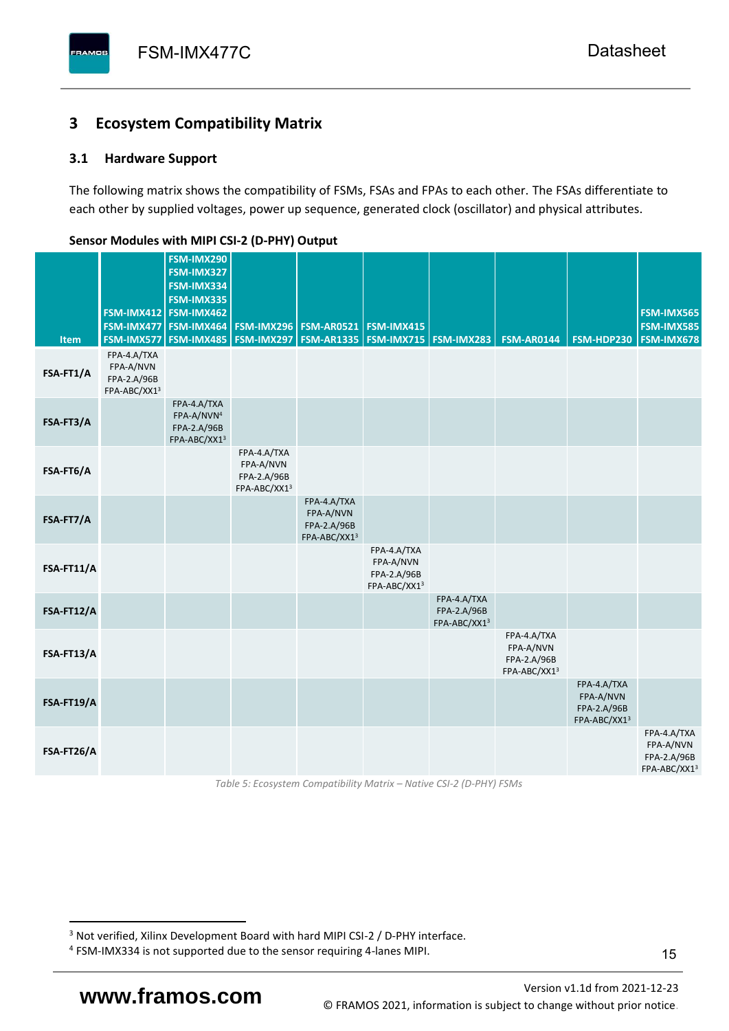## 3 Ecosystem Compatibility Matrix

### 3.1 Hardware Support

The following matrix shows the compatibility of FSMs, FSAs and FPAs to each other. The FSAs differentiate to each other by supplied voltages, power up sequence, generated clock (oscillator) and physical attributes.

**Sensor Modules with MIPI CSI-2 (D-PHY) Output**

| Item | FSM-IMX412 FSM-IMX477 FSM-IMX577 | FSM-IMX290 FSM-IMX327 FSM-IMX334 FSM-IMX335 FSM-IMX462 FSM-IMX464 FSM-IMX485 | FSM-IMX296 FSM-IMX297 | FSM-AR0521 FSM-AR1335 | FSM-IMX415 FSM-IMX715 | FSM-IMX283 | FSM-AR0144 | FSM-HDP230 | FSM-IMX565 FSM-IMX585 FSM-IMX678 |
|---|---|---|---|---|---|---|---|---|---|
| **FSA-FT1/A** | FPA-4.A/TXA FPA-A/NVN FPA-2.A/96B FPA-ABC/XX1[3] | | | | | | | | |
| **FSA-FT3/A** | | FPA-4.A/TXA FPA-A/NVN[4] FPA-2.A/96B FPA-ABC/XX1[3] | | | | | | | |
| **FSA-FT6/A** | | | FPA-4.A/TXA FPA-A/NVN FPA-2.A/96B FPA-ABC/XX1[3] | | | | | | |
| **FSA-FT7/A** | | | | FPA-4.A/TXA FPA-A/NVN FPA-2.A/96B FPA-ABC/XX1[3] | | | | | |
| **FSA-FT11/A** | | | | | FPA-4.A/TXA FPA-A/NVN FPA-2.A/96B FPA-ABC/XX1[3] | | | | |
| **FSA-FT12/A** | | | | | | FPA-4.A/TXA FPA-2.A/96B FPA-ABC/XX1[3] | | | |
| **FSA-FT13/A** | | | | | | | FPA-4.A/TXA FPA-A/NVN FPA-2.A/96B FPA-ABC/XX1[3] | | |
| **FSA-FT19/A** | | | | | | | | FPA-4.A/TXA FPA-A/NVN FPA-2.A/96B FPA-ABC/XX1[3] | |
| **FSA-FT26/A** | | | | | | | | | FPA-4.A/TXA FPA-A/NVN FPA-2.A/96B FPA-ABC/XX1[3] |

*Table 5: Ecosystem Compatibility Matrix – Native CSI-2 (D-PHY) FSMs*

[3] Not verified, Xilinx Development Board with hard MIPI CSI-2 / D-PHY interface.

[4] FSM-IMX334 is not supported due to the sensor requiring 4-lanes MIPI.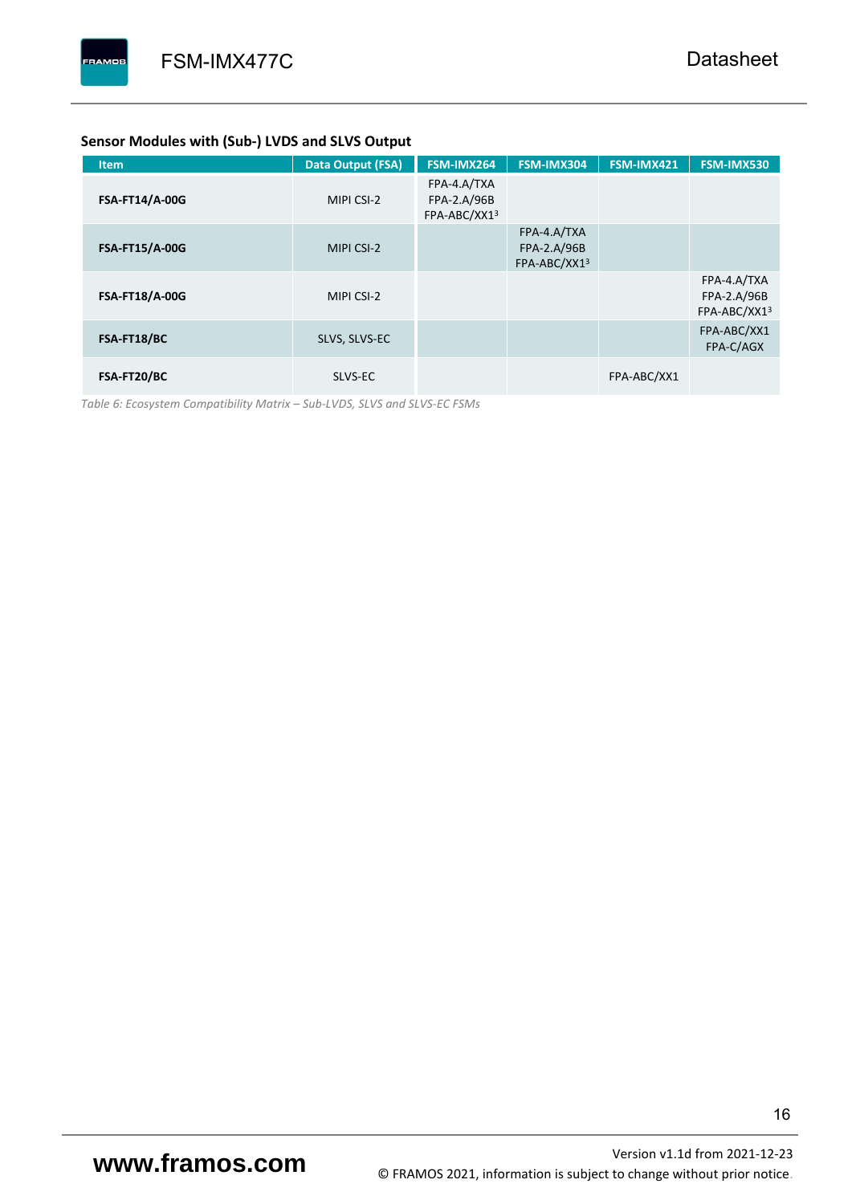### Sensor Modules with (Sub-) LVDS and SLVS Output

| Item | Data Output (FSA) | FSM-IMX264 | FSM-IMX304 | FSM-IMX421 | FSM-IMX530 |
|---|---|---|---|---|---|
| **FSA-FT14/A-00G** | MIPI CSI-2 | FPA-4.A/TXA FPA-2.A/96B FPA-ABC/XX1[3] | | | |
| **FSA-FT15/A-00G** | MIPI CSI-2 | | FPA-4.A/TXA FPA-2.A/96B FPA-ABC/XX1[3] | | |
| **FSA-FT18/A-00G** | MIPI CSI-2 | | | | FPA-4.A/TXA FPA-2.A/96B FPA-ABC/XX1[3] |
| **FSA-FT18/BC** | SLVS, SLVS-EC | | | | FPA-ABC/XX1 FPA-C/AGX |
| **FSA-FT20/BC** | SLVS-EC | | | FPA-ABC/XX1 | |

*Table 6: Ecosystem Compatibility Matrix – Sub-LVDS, SLVS and SLVS-EC FSMs*